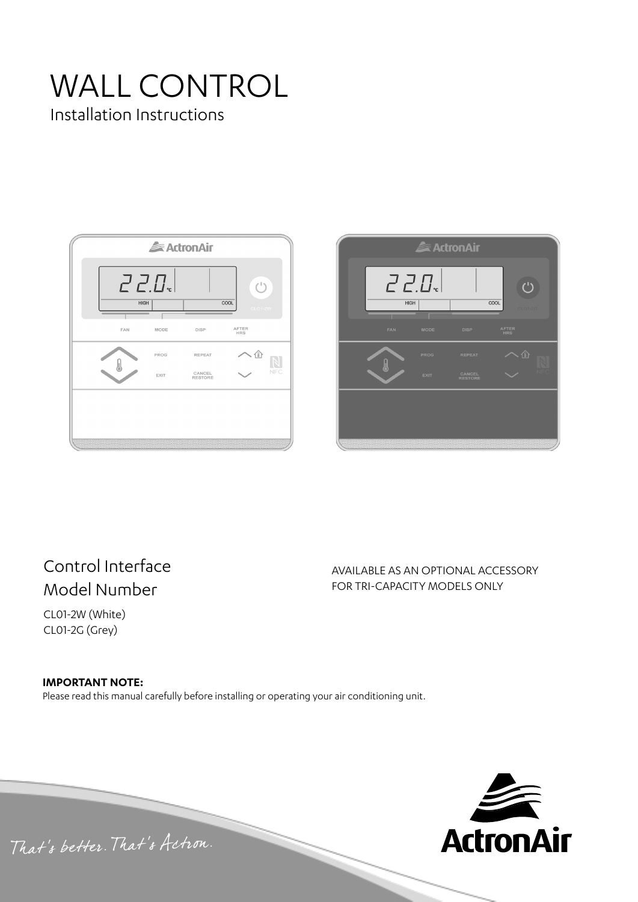# WALL CONTROL

Installation Instructions

## Control Interface Model Number

CL01-2W (White)
CL01-2G (Grey)

AVAILABLE AS AN OPTIONAL ACCESSORY FOR TRI-CAPACITY MODELS ONLY

**IMPORTANT NOTE:**
Please read this manual carefully before installing or operating your air conditioning unit.

That's better. That's Actron.

ActronAir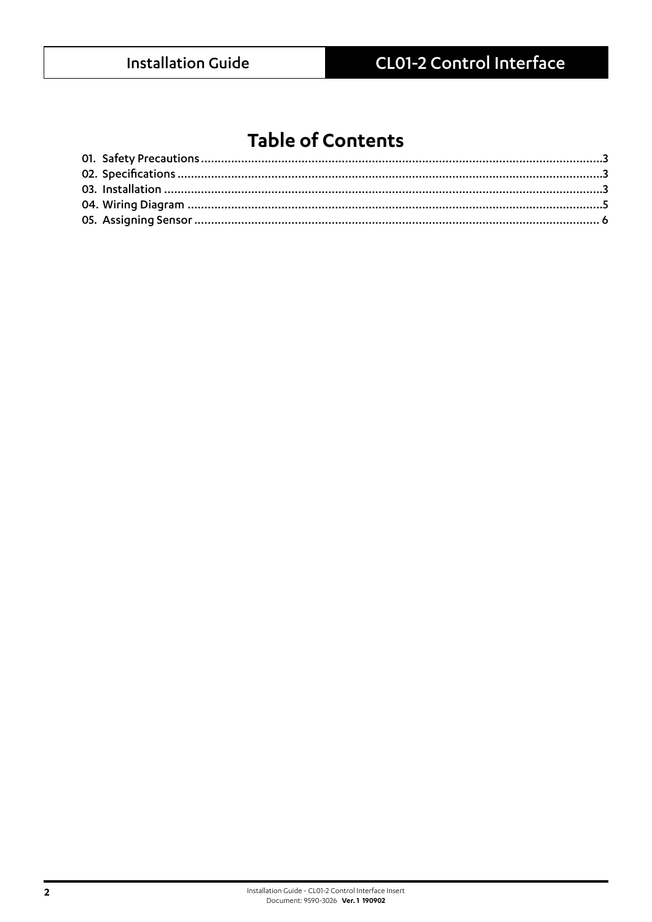# Table of Contents

01. Safety Precautions .......... 3
02. Specifications .......... 3
03. Installation .......... 3
04. Wiring Diagram .......... 5
05. Assigning Sensor .......... 6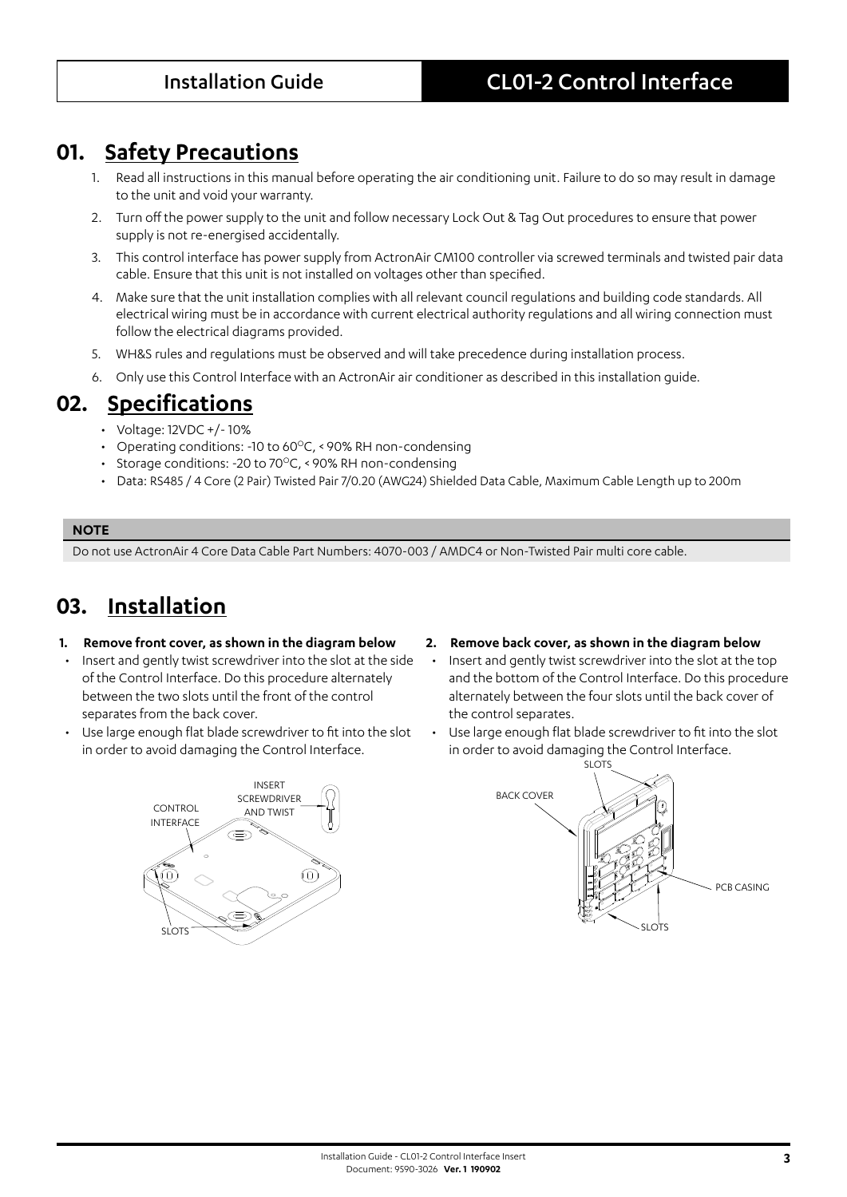## 01. Safety Precautions

1. Read all instructions in this manual before operating the air conditioning unit. Failure to do so may result in damage to the unit and void your warranty.
2. Turn off the power supply to the unit and follow necessary Lock Out & Tag Out procedures to ensure that power supply is not re-energised accidentally.
3. This control interface has power supply from ActronAir CM100 controller via screwed terminals and twisted pair data cable. Ensure that this unit is not installed on voltages other than specified.
4. Make sure that the unit installation complies with all relevant council regulations and building code standards. All electrical wiring must be in accordance with current electrical authority regulations and all wiring connection must follow the electrical diagrams provided.
5. WH&S rules and regulations must be observed and will take precedence during installation process.
6. Only use this Control Interface with an ActronAir air conditioner as described in this installation guide.

## 02. Specifications

- Voltage: 12VDC +/- 10%
- Operating conditions: -10 to 60°C, < 90% RH non-condensing
- Storage conditions: -20 to 70°C, < 90% RH non-condensing
- Data: RS485 / 4 Core (2 Pair) Twisted Pair 7/0.20 (AWG24) Shielded Data Cable, Maximum Cable Length up to 200m

**NOTE**

Do not use ActronAir 4 Core Data Cable Part Numbers: 4070-003 / AMDC4 or Non-Twisted Pair multi core cable.

## 03. Installation

**1. Remove front cover, as shown in the diagram below**

- Insert and gently twist screwdriver into the slot at the side of the Control Interface. Do this procedure alternately between the two slots until the front of the control separates from the back cover.
- Use large enough flat blade screwdriver to fit into the slot in order to avoid damaging the Control Interface.

CONTROL INTERFACE — INSERT SCREWDRIVER AND TWIST — SLOTS

**2. Remove back cover, as shown in the diagram below**

- Insert and gently twist screwdriver into the slot at the top and the bottom of the Control Interface. Do this procedure alternately between the four slots until the back cover of the control separates.
- Use large enough flat blade screwdriver to fit into the slot in order to avoid damaging the Control Interface.

SLOTS — BACK COVER — PCB CASING — SLOTS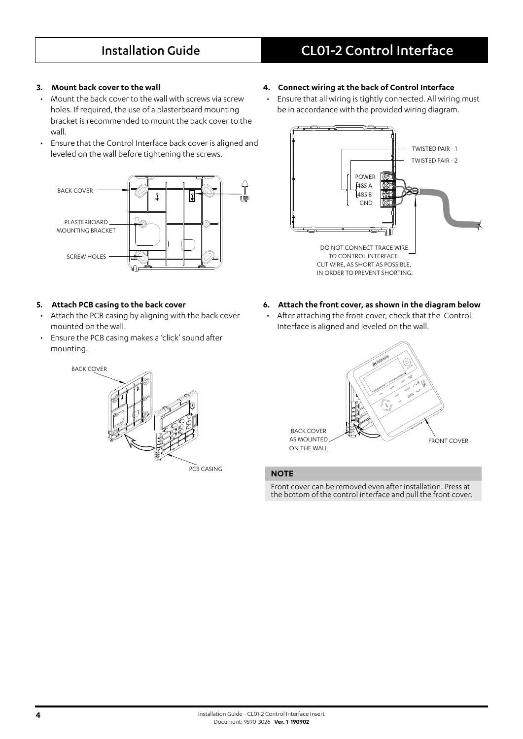### 3. Mount back cover to the wall

- Mount the back cover to the wall with screws via screw holes. If required, the use of a plasterboard mounting bracket is recommended to mount the back cover to the wall.
- Ensure that the Control Interface back cover is aligned and leveled on the wall before tightening the screws.

BACK COVER

PLASTERBOARD MOUNTING BRACKET

SCREW HOLES

UP

### 4. Connect wiring at the back of Control Interface

- Ensure that all wiring is tightly connected. All wiring must be in accordance with the provided wiring diagram.

TWISTED PAIR - 1

TWISTED PAIR - 2

POWER

485 A

485 B

GND

DO NOT CONNECT TRACE WIRE TO CONTROL INTERFACE. CUT WIRE, AS SHORT AS POSSIBLE, IN ORDER TO PREVENT SHORTING.

### 5. Attach PCB casing to the back cover

- Attach the PCB casing by aligning with the back cover mounted on the wall.
- Ensure the PCB casing makes a 'click' sound after mounting.

BACK COVER

PCB CASING

### 6. Attach the front cover, as shown in the diagram below

- After attaching the front cover, check that the Control Interface is aligned and leveled on the wall.

BACK COVER AS MOUNTED ON THE WALL

FRONT COVER

**NOTE**

Front cover can be removed even after installation. Press at the bottom of the control interface and pull the front cover.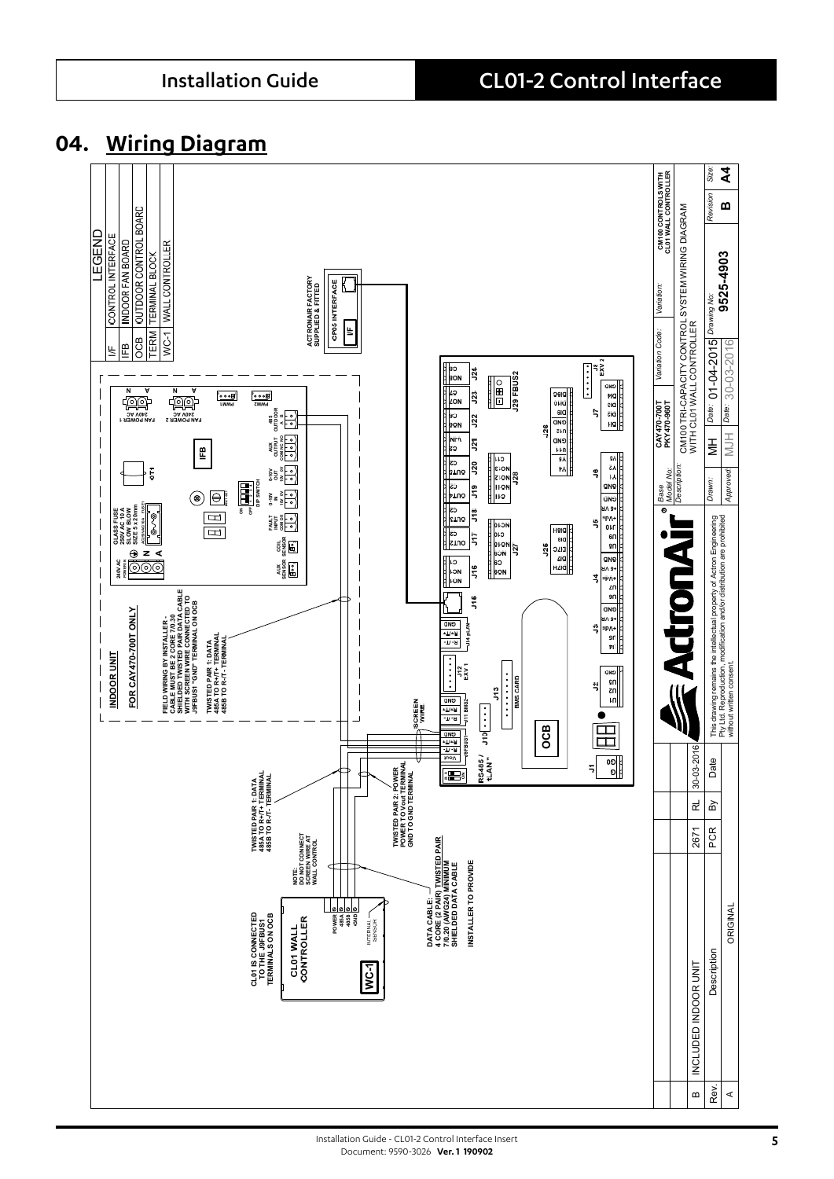## 04. Wiring Diagram

| LEGEND | |
|---|---|
| I/F | CONTROL INTERFACE |
| IFB | INDOOR FAN BOARD |
| OCB | OUTDOOR CONTROL BOARD |
| TERM | TERMINAL BLOCK |
| WC-1 | WALL CONTROLLER |

ACTRONAIR FACTORY SUPPLIED & FITTED

CP05 INTERFACE

I/F

INDOOR UNIT

FOR CAY470-700T ONLY

FIELD WIRING BY INSTALLER - CABLE MUST BE 2 CORE 7/0.30 SHIELDED TWISTED PAIR DATA CABLE WITH SCREEN WIRE CONNECTED TO J9FBUS1 "GND" TERMINAL ON OCB

TWISTED PAIR 1: DATA
485A TO R+/T+ TERMINAL
485B TO R-/T- TERMINAL

IFB

OCB

SCREEN WIRE

RS-485 / "LAN"

BMS CARD

J29 FBUS2

TWISTED PAIR 1: DATA
485A TO R+/T+ TERMINAL
485B TO R-/T- TERMINAL

TWISTED PAIR 2: POWER
POWER TO Vout TERMINAL
GND TO GND TERMINAL

NOTE:
DO NOT CONNECT SCREEN WIRE AT WALL CONTROL

CL01 IS CONNECTED TO THE J9FBUS1 TERMINALS ON OCB

CL01 WALL CONTROLLER

WC-1

DATA CABLE:- 4 CORE (2 PAIR) TWISTED PAIR 7/0.20 (AWG24) MINIMUM SHIELDED DATA CABLE

INSTALLER TO PROVIDE

| Base Model No: | CAY470-700T PKY470-960T | Variation Code: | Variation: | CM100 CONTROLS WITH CL01 WALL CONTROLLER |
|---|---|---|---|---|
| Description: | CM100 TRI-CAPACITY CONTROL SYSTEM WIRING DIAGRAM WITH CL01 WALL CONTROLLER | | | |
| Drawn: | MH | Date: 01-04-2015 | Drawing No: 9525-4903 | Revision: B | Size: A4 |
| Approved: | MJH | Date: 30-03-2016 | | | |

| Rev. | Description | PCR | By | Date |
|---|---|---|---|---|
| B | INCLUDED INDOOR UNIT | 2671 | RL | 30-03-2016 |
| A | ORIGINAL | | | |

This drawing remains the intellectual property of Actron Engineering Pty Ltd. Reproduction, modification and/or distribution are prohibited without written consent.

ActronAir®

Installation Guide - CL01-2 Control Interface Insert
Document: 9590-3026 **Ver. 1 190902**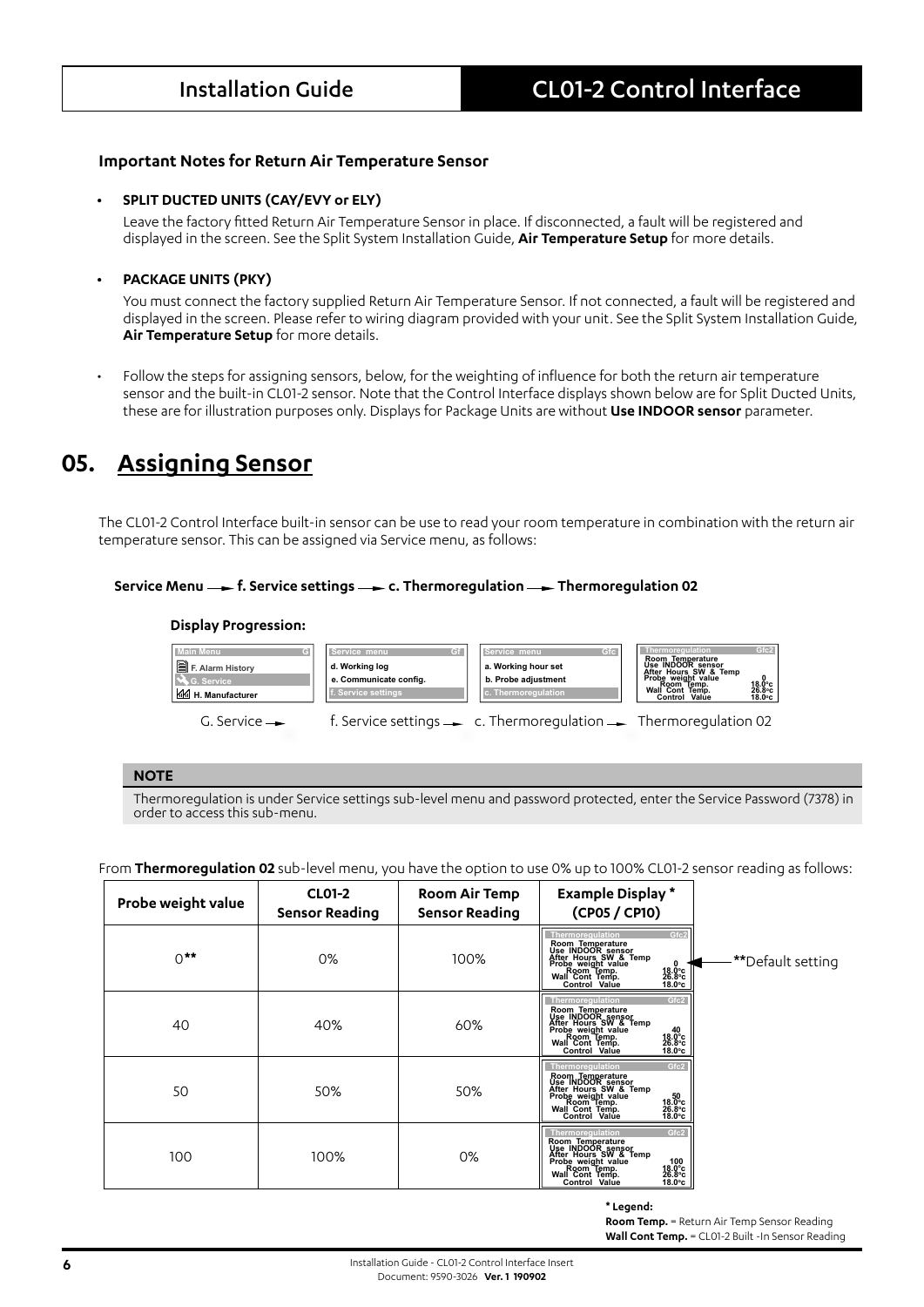### Important Notes for Return Air Temperature Sensor

- **SPLIT DUCTED UNITS (CAY/EVY or ELY)**

  Leave the factory fitted Return Air Temperature Sensor in place. If disconnected, a fault will be registered and displayed in the screen. See the Split System Installation Guide, **Air Temperature Setup** for more details.

- **PACKAGE UNITS (PKY)**

  You must connect the factory supplied Return Air Temperature Sensor. If not connected, a fault will be registered and displayed in the screen. Please refer to wiring diagram provided with your unit. See the Split System Installation Guide, **Air Temperature Setup** for more details.

- Follow the steps for assigning sensors, below, for the weighting of influence for both the return air temperature sensor and the built-in CL01-2 sensor. Note that the Control Interface displays shown below are for Split Ducted Units, these are for illustration purposes only. Displays for Package Units are without **Use INDOOR sensor** parameter.

## 05. Assigning Sensor

The CL01-2 Control Interface built-in sensor can be use to read your room temperature in combination with the return air temperature sensor. This can be assigned via Service menu, as follows:

**Service Menu → f. Service settings → c. Thermoregulation → Thermoregulation 02**

**Display Progression:**

| Main Menu G | Service menu Gf | Service menu Gfc | Thermoregulation Gfc2 |
|---|---|---|---|
| F. Alarm History<br>G. Service<br>H. Manufacturer | d. Working log<br>e. Communicate config.<br>f. Service settings | a. Working hour set<br>b. Probe adjustment<br>c. Thermoregulation | Room Temperature<br>Use INDOOR sensor<br>After Hours SW & Temp<br>Probe weight value 0<br>Room Temp. 18.0°c<br>Wall Cont Temp. 26.8°c<br>Control Value 18.0°c |

G. Service → f. Service settings → c. Thermoregulation → Thermoregulation 02

**NOTE**

Thermoregulation is under Service settings sub-level menu and password protected, enter the Service Password (7378) in order to access this sub-menu.

From **Thermoregulation 02** sub-level menu, you have the option to use 0% up to 100% CL01-2 sensor reading as follows:

| Probe weight value | CL01-2 Sensor Reading | Room Air Temp Sensor Reading | Example Display * (CP05 / CP10) |
|---|---|---|---|
| 0** | 0% | 100% | Thermoregulation Gfc2<br>Room Temperature<br>Use INDOOR sensor<br>After Hours SW & Temp<br>Probe weight value 0<br>Room Temp. 18.0°c<br>Wall Cont Temp. 26.8°c<br>Control Value 18.0°c |
| 40 | 40% | 60% | Thermoregulation Gfc2<br>Room Temperature<br>Use INDOOR sensor<br>After Hours SW & Temp<br>Probe weight value 40<br>Room Temp. 18.0°c<br>Wall Cont Temp. 26.8°c<br>Control Value 18.0°c |
| 50 | 50% | 50% | Thermoregulation Gfc2<br>Room Temperature<br>Use INDOOR sensor<br>After Hours SW & Temp<br>Probe weight value 50<br>Room Temp. 18.0°c<br>Wall Cont Temp. 26.8°c<br>Control Value 18.0°c |
| 100 | 100% | 0% | Thermoregulation Gfc2<br>Room Temperature<br>Use INDOOR sensor<br>After Hours SW & Temp<br>Probe weight value 100<br>Room Temp. 18.0°c<br>Wall Cont Temp. 26.8°c<br>Control Value 18.0°c |

**Default setting

**\* Legend:**
**Room Temp.** = Return Air Temp Sensor Reading
**Wall Cont Temp.** = CL01-2 Built -In Sensor Reading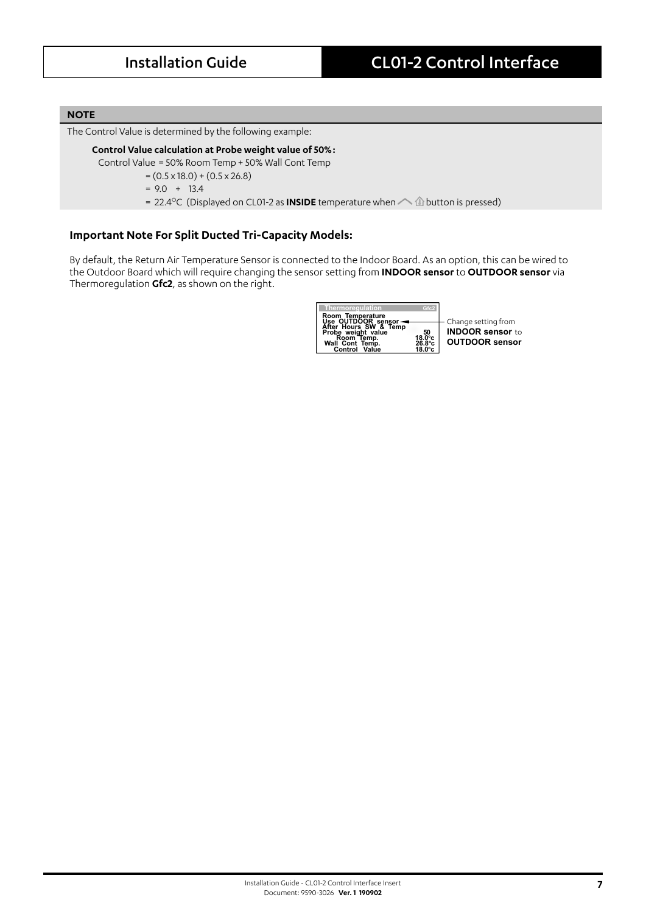**NOTE**

The Control Value is determined by the following example:

**Control Value calculation at Probe weight value of 50%:**

Control Value = 50% Room Temp + 50% Wall Cont Temp

= (0.5 x 18.0) + (0.5 x 26.8)

= 9.0 + 13.4

= 22.4°C (Displayed on CL01-2 as **INSIDE** temperature when button is pressed)

### Important Note For Split Ducted Tri-Capacity Models:

By default, the Return Air Temperature Sensor is connected to the Indoor Board. As an option, this can be wired to the Outdoor Board which will require changing the sensor setting from **INDOOR sensor** to **OUTDOOR sensor** via Thermoregulation **Gfc2**, as shown on the right.

```
Thermoregulation            Gfc2
Room Temperature
Use OUTDOOR sensor
After Hours SW & Temp
Probe weight value            50
    Room Temp.            18.0°c
 Wall Cont Temp.          26.8°c
   Control Value          18.0°c
```

Change setting from **INDOOR sensor** to **OUTDOOR sensor**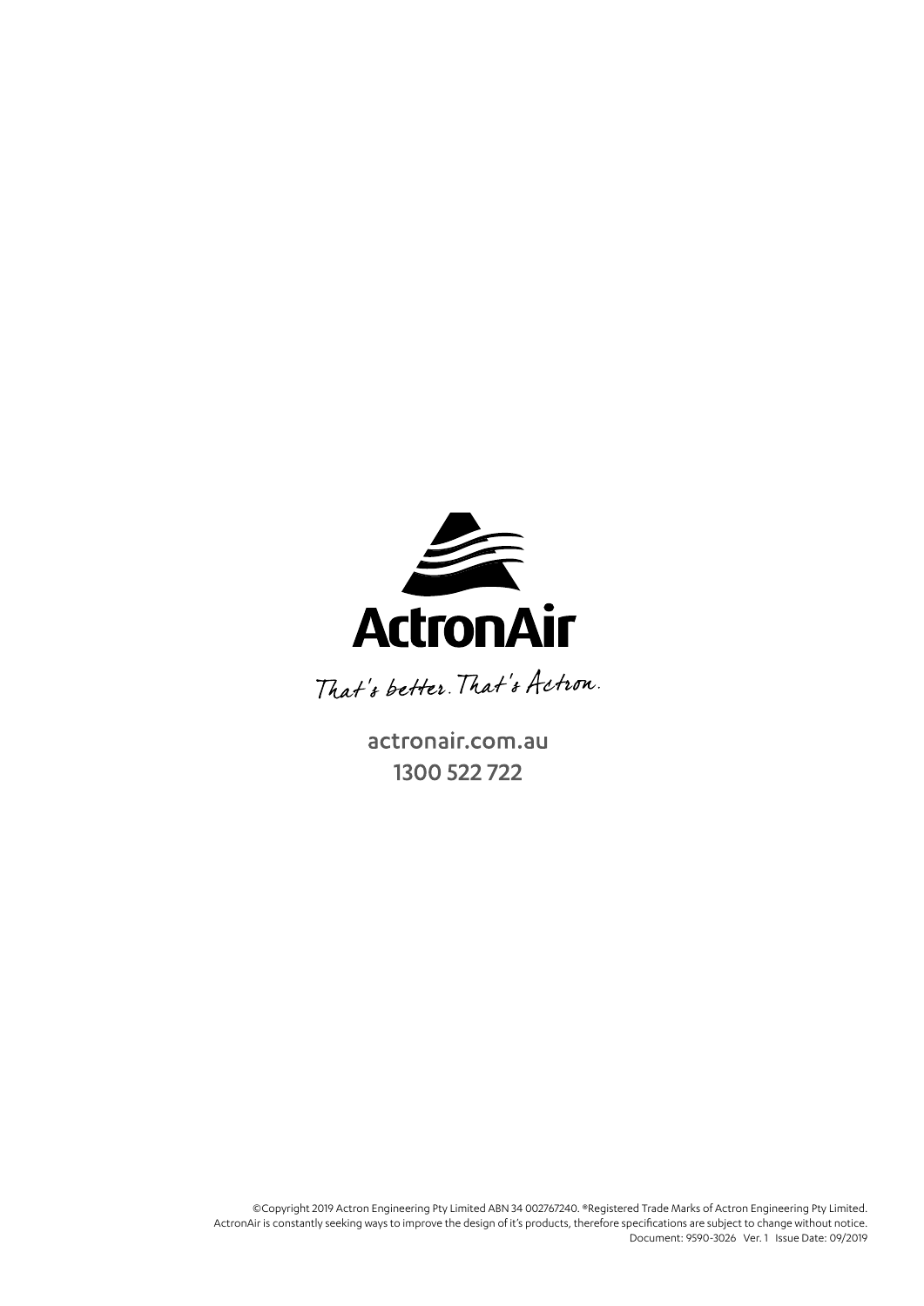ActronAir

That's better. That's Actron.

actronair.com.au

1300 522 722

©Copyright 2019 Actron Engineering Pty Limited ABN 34 002767240. ®Registered Trade Marks of Actron Engineering Pty Limited.
ActronAir is constantly seeking ways to improve the design of it's products, therefore specifications are subject to change without notice.
Document: 9590-3026 Ver. 1 Issue Date: 09/2019